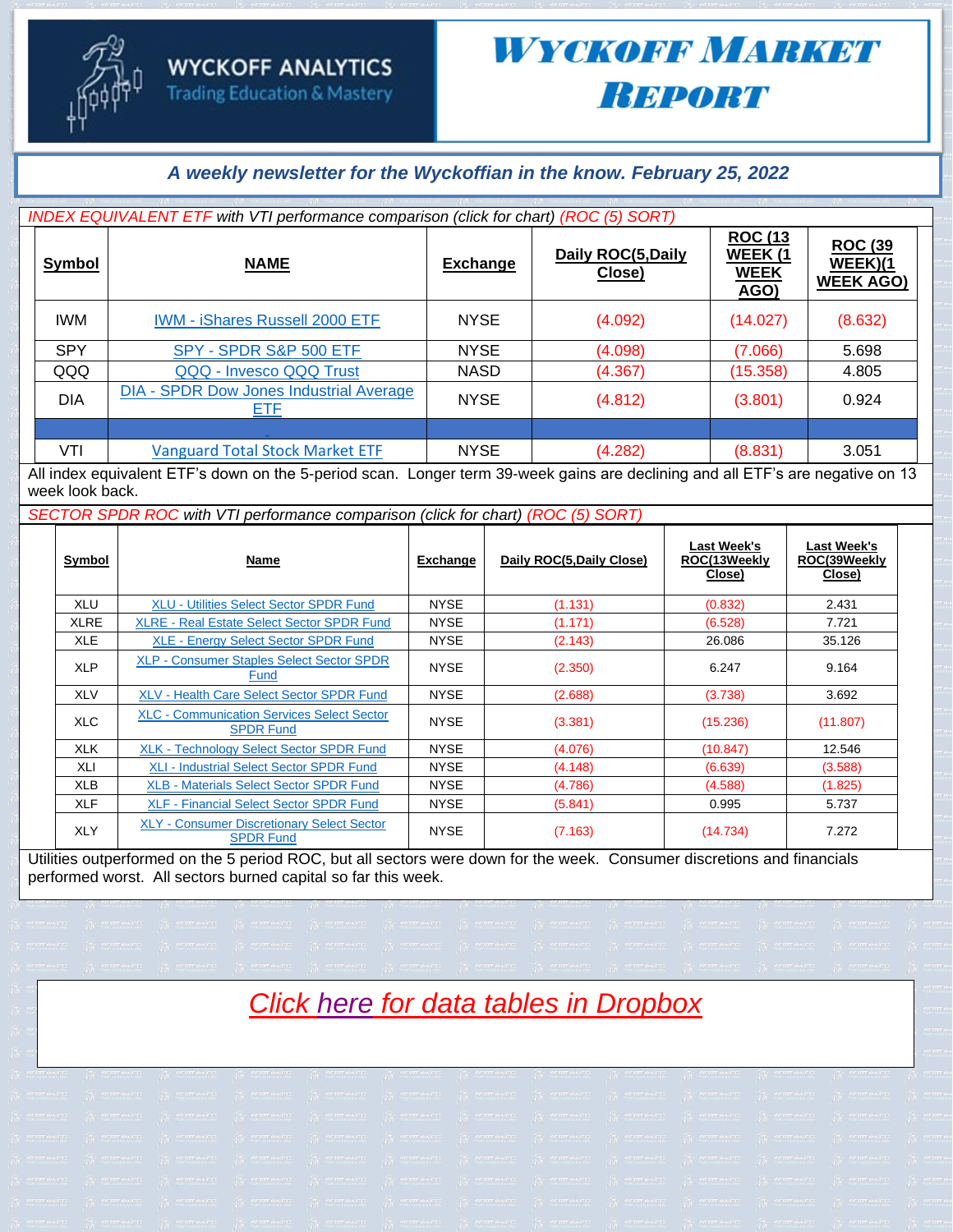WYCKOFF ANALYTICS
Trading Education & Mastery

# Wyckoff Market Report

*A weekly newsletter for the Wyckoffian in the know. February 25, 2022*

*INDEX EQUIVALENT ETF with VTI performance comparison (click for chart) (ROC (5) SORT)*

| Symbol | NAME | Exchange | Daily ROC(5,Daily Close) | ROC (13 WEEK (1 WEEK AGO) | ROC (39 WEEK)(1 WEEK AGO) |
|---|---|---|---|---|---|
| IWM | IWM - iShares Russell 2000 ETF | NYSE | (4.092) | (14.027) | (8.632) |
| SPY | SPY - SPDR S&P 500 ETF | NYSE | (4.098) | (7.066) | 5.698 |
| QQQ | QQQ - Invesco QQQ Trust | NASD | (4.367) | (15.358) | 4.805 |
| DIA | DIA - SPDR Dow Jones Industrial Average ETF | NYSE | (4.812) | (3.801) | 0.924 |
| | | | | | |
| VTI | Vanguard Total Stock Market ETF | NYSE | (4.282) | (8.831) | 3.051 |

All index equivalent ETF's down on the 5-period scan. Longer term 39-week gains are declining and all ETF's are negative on 13 week look back.

*SECTOR SPDR ROC with VTI performance comparison (click for chart) (ROC (5) SORT)*

| Symbol | Name | Exchange | Daily ROC(5,Daily Close) | Last Week's ROC(13Weekly Close) | Last Week's ROC(39Weekly Close) |
|---|---|---|---|---|---|
| XLU | XLU - Utilities Select Sector SPDR Fund | NYSE | (1.131) | (0.832) | 2.431 |
| XLRE | XLRE - Real Estate Select Sector SPDR Fund | NYSE | (1.171) | (6.528) | 7.721 |
| XLE | XLE - Energy Select Sector SPDR Fund | NYSE | (2.143) | 26.086 | 35.126 |
| XLP | XLP - Consumer Staples Select Sector SPDR Fund | NYSE | (2.350) | 6.247 | 9.164 |
| XLV | XLV - Health Care Select Sector SPDR Fund | NYSE | (2.688) | (3.738) | 3.692 |
| XLC | XLC - Communication Services Select Sector SPDR Fund | NYSE | (3.381) | (15.236) | (11.807) |
| XLK | XLK - Technology Select Sector SPDR Fund | NYSE | (4.076) | (10.847) | 12.546 |
| XLI | XLI - Industrial Select Sector SPDR Fund | NYSE | (4.148) | (6.639) | (3.588) |
| XLB | XLB - Materials Select Sector SPDR Fund | NYSE | (4.786) | (4.588) | (1.825) |
| XLF | XLF - Financial Select Sector SPDR Fund | NYSE | (5.841) | 0.995 | 5.737 |
| XLY | XLY - Consumer Discretionary Select Sector SPDR Fund | NYSE | (7.163) | (14.734) | 7.272 |

Utilities outperformed on the 5 period ROC, but all sectors were down for the week. Consumer discretions and financials performed worst. All sectors burned capital so far this week.

*Click here for data tables in Dropbox*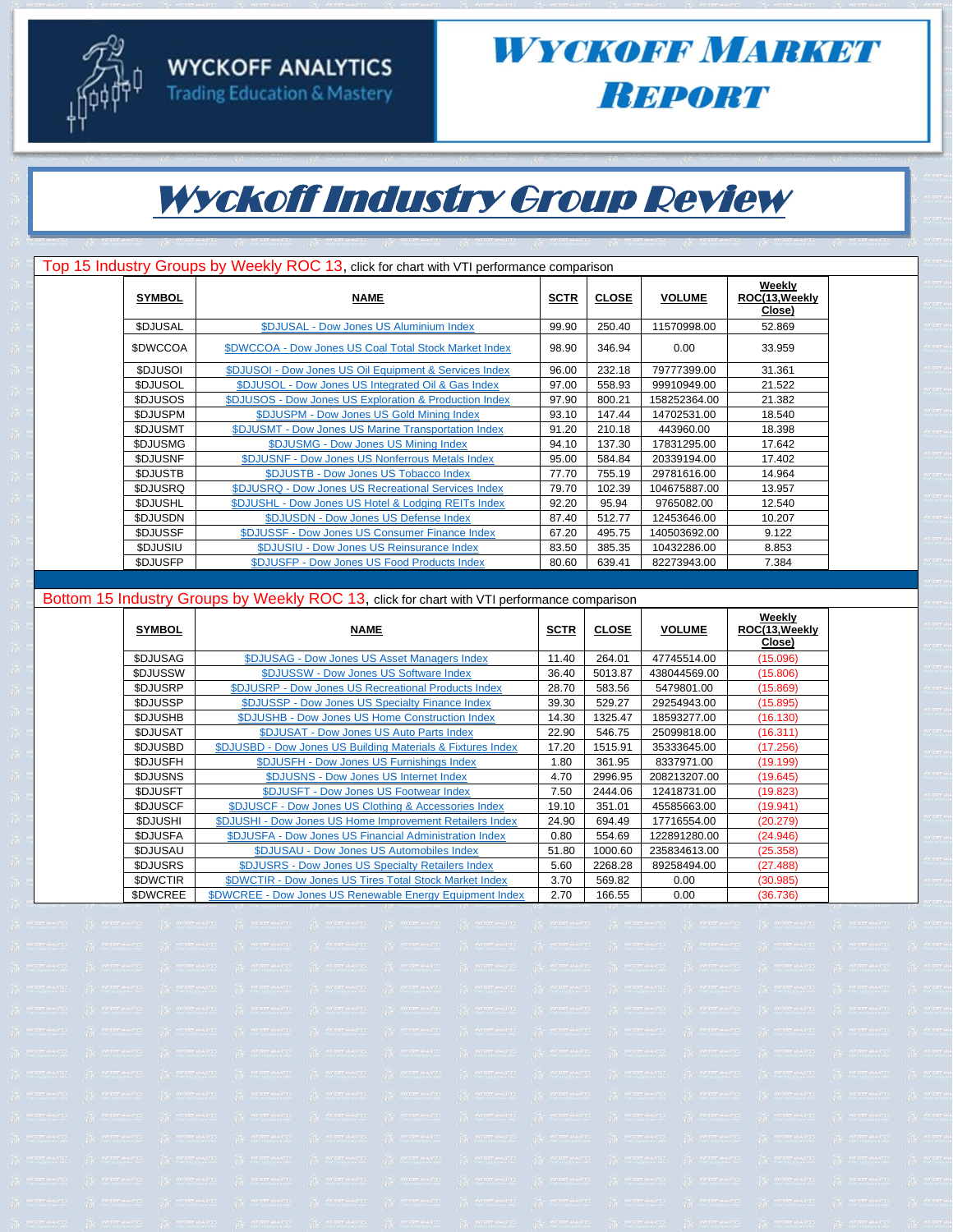# WYCKOFF ANALYTICS
Trading Education & Mastery

# Wyckoff Market Report

## Wyckoff Industry Group Review

### Top 15 Industry Groups by Weekly ROC 13, click for chart with VTI performance comparison

| SYMBOL | NAME | SCTR | CLOSE | VOLUME | Weekly ROC(13,Weekly Close) |
|---|---|---|---|---|---|
| $DJUSAL | $DJUSAL - Dow Jones US Aluminium Index | 99.90 | 250.40 | 11570998.00 | 52.869 |
| $DWCCOA | $DWCCOA - Dow Jones US Coal Total Stock Market Index | 98.90 | 346.94 | 0.00 | 33.959 |
| $DJUSOI | $DJUSOI - Dow Jones US Oil Equipment & Services Index | 96.00 | 232.18 | 79777399.00 | 31.361 |
| $DJUSOL | $DJUSOL - Dow Jones US Integrated Oil & Gas Index | 97.00 | 558.93 | 99910949.00 | 21.522 |
| $DJUSOS | $DJUSOS - Dow Jones US Exploration & Production Index | 97.90 | 800.21 | 158252364.00 | 21.382 |
| $DJUSPM | $DJUSPM - Dow Jones US Gold Mining Index | 93.10 | 147.44 | 14702531.00 | 18.540 |
| $DJUSMT | $DJUSMT - Dow Jones US Marine Transportation Index | 91.20 | 210.18 | 443960.00 | 18.398 |
| $DJUSMG | $DJUSMG - Dow Jones US Mining Index | 94.10 | 137.30 | 17831295.00 | 17.642 |
| $DJUSNF | $DJUSNF - Dow Jones US Nonferrous Metals Index | 95.00 | 584.84 | 20339194.00 | 17.402 |
| $DJUSTB | $DJUSTB - Dow Jones US Tobacco Index | 77.70 | 755.19 | 29781616.00 | 14.964 |
| $DJUSRQ | $DJUSRQ - Dow Jones US Recreational Services Index | 79.70 | 102.39 | 104675887.00 | 13.957 |
| $DJUSHL | $DJUSHL - Dow Jones US Hotel & Lodging REITs Index | 92.20 | 95.94 | 9765082.00 | 12.540 |
| $DJUSDN | $DJUSDN - Dow Jones US Defense Index | 87.40 | 512.77 | 12453646.00 | 10.207 |
| $DJUSSF | $DJUSSF - Dow Jones US Consumer Finance Index | 67.20 | 495.75 | 140503692.00 | 9.122 |
| $DJUSIU | $DJUSIU - Dow Jones US Reinsurance Index | 83.50 | 385.35 | 10432286.00 | 8.853 |
| $DJUSFP | $DJUSFP - Dow Jones US Food Products Index | 80.60 | 639.41 | 82273943.00 | 7.384 |

### Bottom 15 Industry Groups by Weekly ROC 13, click for chart with VTI performance comparison

| SYMBOL | NAME | SCTR | CLOSE | VOLUME | Weekly ROC(13,Weekly Close) |
|---|---|---|---|---|---|
| $DJUSAG | $DJUSAG - Dow Jones US Asset Managers Index | 11.40 | 264.01 | 47745514.00 | (15.096) |
| $DJUSSW | $DJUSSW - Dow Jones US Software Index | 36.40 | 5013.87 | 438044569.00 | (15.806) |
| $DJUSRP | $DJUSRP - Dow Jones US Recreational Products Index | 28.70 | 583.56 | 5479801.00 | (15.869) |
| $DJUSSP | $DJUSSP - Dow Jones US Specialty Finance Index | 39.30 | 529.27 | 29254943.00 | (15.895) |
| $DJUSHB | $DJUSHB - Dow Jones US Home Construction Index | 14.30 | 1325.47 | 18593277.00 | (16.130) |
| $DJUSAT | $DJUSAT - Dow Jones US Auto Parts Index | 22.90 | 546.75 | 25099818.00 | (16.311) |
| $DJUSBD | $DJUSBD - Dow Jones US Building Materials & Fixtures Index | 17.20 | 1515.91 | 35333645.00 | (17.256) |
| $DJUSFH | $DJUSFH - Dow Jones US Furnishings Index | 1.80 | 361.95 | 8337971.00 | (19.199) |
| $DJUSNS | $DJUSNS - Dow Jones US Internet Index | 4.70 | 2996.95 | 208213207.00 | (19.645) |
| $DJUSFT | $DJUSFT - Dow Jones US Footwear Index | 7.50 | 2444.06 | 12418731.00 | (19.823) |
| $DJUSCF | $DJUSCF - Dow Jones US Clothing & Accessories Index | 19.10 | 351.01 | 45585663.00 | (19.941) |
| $DJUSHI | $DJUSHI - Dow Jones US Home Improvement Retailers Index | 24.90 | 694.49 | 17716554.00 | (20.279) |
| $DJUSFA | $DJUSFA - Dow Jones US Financial Administration Index | 0.80 | 554.69 | 122891280.00 | (24.946) |
| $DJUSAU | $DJUSAU - Dow Jones US Automobiles Index | 51.80 | 1000.60 | 235834613.00 | (25.358) |
| $DJUSRS | $DJUSRS - Dow Jones US Specialty Retailers Index | 5.60 | 2268.28 | 89258494.00 | (27.488) |
| $DWCTIR | $DWCTIR - Dow Jones US Tires Total Stock Market Index | 3.70 | 569.82 | 0.00 | (30.985) |
| $DWCREE | $DWCREE - Dow Jones US Renewable Energy Equipment Index | 2.70 | 166.55 | 0.00 | (36.736) |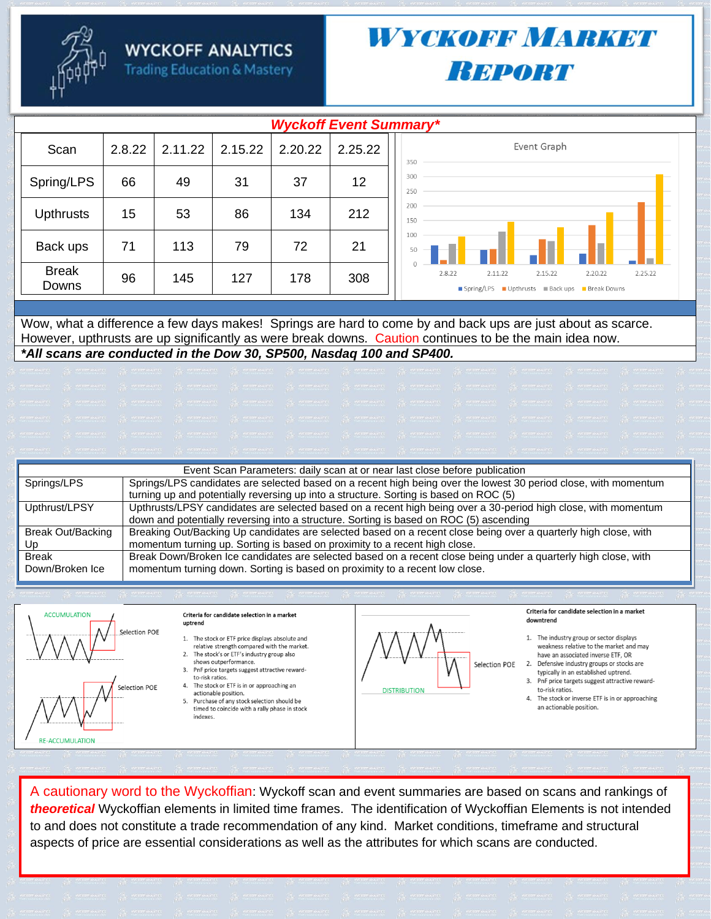# Wyckoff Analytics

Trading Education & Mastery

# Wyckoff Market Report

## *Wyckoff Event Summary**

| Scan | 2.8.22 | 2.11.22 | 2.15.22 | 2.20.22 | 2.25.22 |
|---|---|---|---|---|---|
| Spring/LPS | 66 | 49 | 31 | 37 | 12 |
| Upthrusts | 15 | 53 | 86 | 134 | 212 |
| Back ups | 71 | 113 | 79 | 72 | 21 |
| Break Downs | 96 | 145 | 127 | 178 | 308 |

Wow, what a difference a few days makes! Springs are hard to come by and back ups are just about as scarce. However, upthrusts are up significantly as were break downs. Caution continues to be the main idea now.

***All scans are conducted in the Dow 30, SP500, Nasdaq 100 and SP400.**

| Event Scan Parameters: daily scan at or near last close before publication | |
|---|---|
| Springs/LPS | Springs/LPS candidates are selected based on a recent high being over the lowest 30 period close, with momentum turning up and potentially reversing up into a structure. Sorting is based on ROC (5) |
| Upthrust/LPSY | Upthrusts/LPSY candidates are selected based on a recent high being over a 30-period high close, with momentum down and potentially reversing into a structure. Sorting is based on ROC (5) ascending |
| Break Out/Backing Up | Breaking Out/Backing Up candidates are selected based on a recent close being over a quarterly high close, with momentum turning up. Sorting is based on proximity to a recent high close. |
| Break Down/Broken Ice | Break Down/Broken Ice candidates are selected based on a recent close being under a quarterly high close, with momentum turning down. Sorting is based on proximity to a recent low close. |

**Criteria for candidate selection in a market uptrend**

1. The stock or ETF price displays absolute and relative strength compared with the market.
2. The stock's or ETF's industry group also shows outperformance.
3. PnF price targets suggest attractive reward-to-risk ratios.
4. The stock or ETF is in or approaching an actionable position.
5. Purchase of any stock selection should be timed to coincide with a rally phase in stock indexes.

**Criteria for candidate selection in a market downtrend**

1. The industry group or sector displays weakness relative to the market and may have an associated inverse ETF, OR
2. Defensive industry groups or stocks are typically in an established uptrend.
3. PnF price targets suggest attractive reward-to-risk ratios.
4. The stock or inverse ETF is in or approaching an actionable position.

A cautionary word to the Wyckoffian: Wyckoff scan and event summaries are based on scans and rankings of ***theoretical*** Wyckoffian elements in limited time frames. The identification of Wyckoffian Elements is not intended to and does not constitute a trade recommendation of any kind. Market conditions, timeframe and structural aspects of price are essential considerations as well as the attributes for which scans are conducted.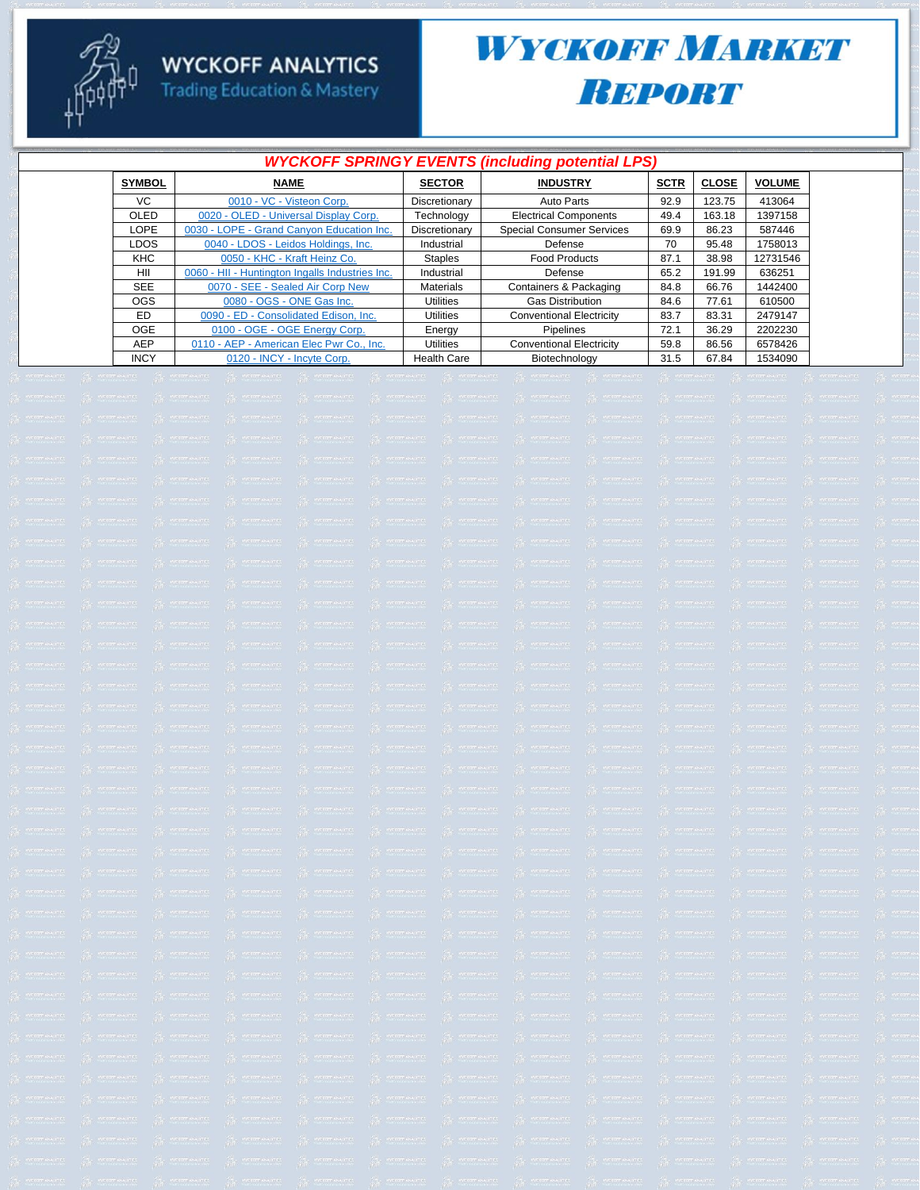# WYCKOFF ANALYTICS
Trading Education & Mastery

# WYCKOFF MARKET REPORT

## *WYCKOFF SPRINGY EVENTS (including potential LPS)*

| SYMBOL | NAME | SECTOR | INDUSTRY | SCTR | CLOSE | VOLUME |
|---|---|---|---|---|---|---|
| VC | 0010 - VC - Visteon Corp. | Discretionary | Auto Parts | 92.9 | 123.75 | 413064 |
| OLED | 0020 - OLED - Universal Display Corp. | Technology | Electrical Components | 49.4 | 163.18 | 1397158 |
| LOPE | 0030 - LOPE - Grand Canyon Education Inc. | Discretionary | Special Consumer Services | 69.9 | 86.23 | 587446 |
| LDOS | 0040 - LDOS - Leidos Holdings, Inc. | Industrial | Defense | 70 | 95.48 | 1758013 |
| KHC | 0050 - KHC - Kraft Heinz Co. | Staples | Food Products | 87.1 | 38.98 | 12731546 |
| HII | 0060 - HII - Huntington Ingalls Industries Inc. | Industrial | Defense | 65.2 | 191.99 | 636251 |
| SEE | 0070 - SEE - Sealed Air Corp New | Materials | Containers & Packaging | 84.8 | 66.76 | 1442400 |
| OGS | 0080 - OGS - ONE Gas Inc. | Utilities | Gas Distribution | 84.6 | 77.61 | 610500 |
| ED | 0090 - ED - Consolidated Edison, Inc. | Utilities | Conventional Electricity | 83.7 | 83.31 | 2479147 |
| OGE | 0100 - OGE - OGE Energy Corp. | Energy | Pipelines | 72.1 | 36.29 | 2202230 |
| AEP | 0110 - AEP - American Elec Pwr Co., Inc. | Utilities | Conventional Electricity | 59.8 | 86.56 | 6578426 |
| INCY | 0120 - INCY - Incyte Corp. | Health Care | Biotechnology | 31.5 | 67.84 | 1534090 |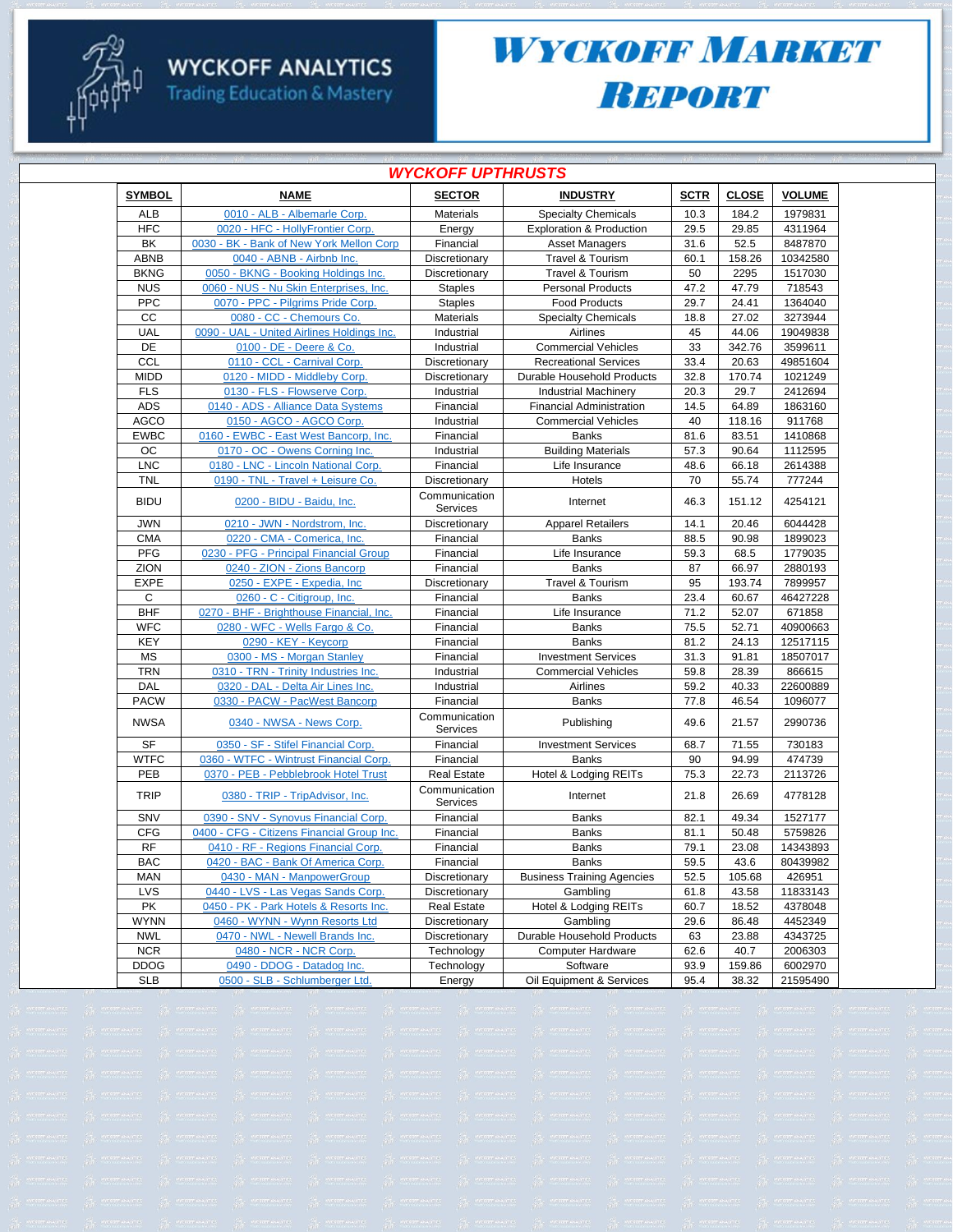# WYCKOFF ANALYTICS
Trading Education & Mastery

# WYCKOFF MARKET REPORT

## WYCKOFF UPTHRUSTS

| SYMBOL | NAME | SECTOR | INDUSTRY | SCTR | CLOSE | VOLUME |
|---|---|---|---|---|---|---|
| ALB | 0010 - ALB - Albemarle Corp. | Materials | Specialty Chemicals | 10.3 | 184.2 | 1979831 |
| HFC | 0020 - HFC - HollyFrontier Corp. | Energy | Exploration & Production | 29.5 | 29.85 | 4311964 |
| BK | 0030 - BK - Bank of New York Mellon Corp | Financial | Asset Managers | 31.6 | 52.5 | 8487870 |
| ABNB | 0040 - ABNB - Airbnb Inc. | Discretionary | Travel & Tourism | 60.1 | 158.26 | 10342580 |
| BKNG | 0050 - BKNG - Booking Holdings Inc. | Discretionary | Travel & Tourism | 50 | 2295 | 1517030 |
| NUS | 0060 - NUS - Nu Skin Enterprises, Inc. | Staples | Personal Products | 47.2 | 47.79 | 718543 |
| PPC | 0070 - PPC - Pilgrims Pride Corp. | Staples | Food Products | 29.7 | 24.41 | 1364040 |
| CC | 0080 - CC - Chemours Co. | Materials | Specialty Chemicals | 18.8 | 27.02 | 3273944 |
| UAL | 0090 - UAL - United Airlines Holdings Inc. | Industrial | Airlines | 45 | 44.06 | 19049838 |
| DE | 0100 - DE - Deere & Co. | Industrial | Commercial Vehicles | 33 | 342.76 | 3599611 |
| CCL | 0110 - CCL - Carnival Corp. | Discretionary | Recreational Services | 33.4 | 20.63 | 49851604 |
| MIDD | 0120 - MIDD - Middleby Corp. | Discretionary | Durable Household Products | 32.8 | 170.74 | 1021249 |
| FLS | 0130 - FLS - Flowserve Corp. | Industrial | Industrial Machinery | 20.3 | 29.7 | 2412694 |
| ADS | 0140 - ADS - Alliance Data Systems | Financial | Financial Administration | 14.5 | 64.89 | 1863160 |
| AGCO | 0150 - AGCO - AGCO Corp. | Industrial | Commercial Vehicles | 40 | 118.16 | 911768 |
| EWBC | 0160 - EWBC - East West Bancorp, Inc. | Financial | Banks | 81.6 | 83.51 | 1410868 |
| OC | 0170 - OC - Owens Corning Inc. | Industrial | Building Materials | 57.3 | 90.64 | 1112595 |
| LNC | 0180 - LNC - Lincoln National Corp. | Financial | Life Insurance | 48.6 | 66.18 | 2614388 |
| TNL | 0190 - TNL - Travel + Leisure Co. | Discretionary | Hotels | 70 | 55.74 | 777244 |
| BIDU | 0200 - BIDU - Baidu, Inc. | Communication Services | Internet | 46.3 | 151.12 | 4254121 |
| JWN | 0210 - JWN - Nordstrom, Inc. | Discretionary | Apparel Retailers | 14.1 | 20.46 | 6044428 |
| CMA | 0220 - CMA - Comerica, Inc. | Financial | Banks | 88.5 | 90.98 | 1899023 |
| PFG | 0230 - PFG - Principal Financial Group | Financial | Life Insurance | 59.3 | 68.5 | 1779035 |
| ZION | 0240 - ZION - Zions Bancorp | Financial | Banks | 87 | 66.97 | 2880193 |
| EXPE | 0250 - EXPE - Expedia, Inc | Discretionary | Travel & Tourism | 95 | 193.74 | 7899957 |
| C | 0260 - C - Citigroup, Inc. | Financial | Banks | 23.4 | 60.67 | 46427228 |
| BHF | 0270 - BHF - Brighthouse Financial, Inc. | Financial | Life Insurance | 71.2 | 52.07 | 671858 |
| WFC | 0280 - WFC - Wells Fargo & Co. | Financial | Banks | 75.5 | 52.71 | 40900663 |
| KEY | 0290 - KEY - Keycorp | Financial | Banks | 81.2 | 24.13 | 12517115 |
| MS | 0300 - MS - Morgan Stanley | Financial | Investment Services | 31.3 | 91.81 | 18507017 |
| TRN | 0310 - TRN - Trinity Industries Inc. | Industrial | Commercial Vehicles | 59.8 | 28.39 | 866615 |
| DAL | 0320 - DAL - Delta Air Lines Inc. | Industrial | Airlines | 59.2 | 40.33 | 22600889 |
| PACW | 0330 - PACW - PacWest Bancorp | Financial | Banks | 77.8 | 46.54 | 1096077 |
| NWSA | 0340 - NWSA - News Corp. | Communication Services | Publishing | 49.6 | 21.57 | 2990736 |
| SF | 0350 - SF - Stifel Financial Corp. | Financial | Investment Services | 68.7 | 71.55 | 730183 |
| WTFC | 0360 - WTFC - Wintrust Financial Corp. | Financial | Banks | 90 | 94.99 | 474739 |
| PEB | 0370 - PEB - Pebblebrook Hotel Trust | Real Estate | Hotel & Lodging REITs | 75.3 | 22.73 | 2113726 |
| TRIP | 0380 - TRIP - TripAdvisor, Inc. | Communication Services | Internet | 21.8 | 26.69 | 4778128 |
| SNV | 0390 - SNV - Synovus Financial Corp. | Financial | Banks | 82.1 | 49.34 | 1527177 |
| CFG | 0400 - CFG - Citizens Financial Group Inc. | Financial | Banks | 81.1 | 50.48 | 5759826 |
| RF | 0410 - RF - Regions Financial Corp. | Financial | Banks | 79.1 | 23.08 | 14343893 |
| BAC | 0420 - BAC - Bank Of America Corp. | Financial | Banks | 59.5 | 43.6 | 80439982 |
| MAN | 0430 - MAN - ManpowerGroup | Discretionary | Business Training Agencies | 52.5 | 105.68 | 426951 |
| LVS | 0440 - LVS - Las Vegas Sands Corp. | Discretionary | Gambling | 61.8 | 43.58 | 11833143 |
| PK | 0450 - PK - Park Hotels & Resorts Inc. | Real Estate | Hotel & Lodging REITs | 60.7 | 18.52 | 4378048 |
| WYNN | 0460 - WYNN - Wynn Resorts Ltd | Discretionary | Gambling | 29.6 | 86.48 | 4452349 |
| NWL | 0470 - NWL - Newell Brands Inc. | Discretionary | Durable Household Products | 63 | 23.88 | 4343725 |
| NCR | 0480 - NCR - NCR Corp. | Technology | Computer Hardware | 62.6 | 40.7 | 2006303 |
| DDOG | 0490 - DDOG - Datadog Inc. | Technology | Software | 93.9 | 159.86 | 6002970 |
| SLB | 0500 - SLB - Schlumberger Ltd. | Energy | Oil Equipment & Services | 95.4 | 38.32 | 21595490 |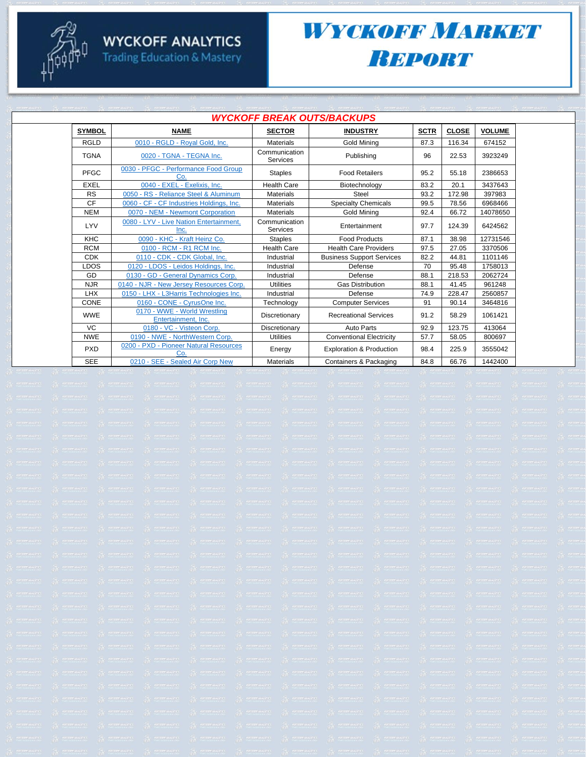# WYCKOFF ANALYTICS

Trading Education & Mastery

# WYCKOFF MARKET REPORT

## WYCKOFF BREAK OUTS/BACKUPS

| SYMBOL | NAME | SECTOR | INDUSTRY | SCTR | CLOSE | VOLUME |
|---|---|---|---|---|---|---|
| RGLD | 0010 - RGLD - Royal Gold, Inc. | Materials | Gold Mining | 87.3 | 116.34 | 674152 |
| TGNA | 0020 - TGNA - TEGNA Inc. | Communication Services | Publishing | 96 | 22.53 | 3923249 |
| PFGC | 0030 - PFGC - Performance Food Group Co. | Staples | Food Retailers | 95.2 | 55.18 | 2386653 |
| EXEL | 0040 - EXEL - Exelixis, Inc. | Health Care | Biotechnology | 83.2 | 20.1 | 3437643 |
| RS | 0050 - RS - Reliance Steel & Aluminum | Materials | Steel | 93.2 | 172.98 | 397983 |
| CF | 0060 - CF - CF Industries Holdings, Inc. | Materials | Specialty Chemicals | 99.5 | 78.56 | 6968466 |
| NEM | 0070 - NEM - Newmont Corporation | Materials | Gold Mining | 92.4 | 66.72 | 14078650 |
| LYV | 0080 - LYV - Live Nation Entertainment, Inc. | Communication Services | Entertainment | 97.7 | 124.39 | 6424562 |
| KHC | 0090 - KHC - Kraft Heinz Co. | Staples | Food Products | 87.1 | 38.98 | 12731546 |
| RCM | 0100 - RCM - R1 RCM Inc. | Health Care | Health Care Providers | 97.5 | 27.05 | 3370506 |
| CDK | 0110 - CDK - CDK Global, Inc. | Industrial | Business Support Services | 82.2 | 44.81 | 1101146 |
| LDOS | 0120 - LDOS - Leidos Holdings, Inc. | Industrial | Defense | 70 | 95.48 | 1758013 |
| GD | 0130 - GD - General Dynamics Corp. | Industrial | Defense | 88.1 | 218.53 | 2062724 |
| NJR | 0140 - NJR - New Jersey Resources Corp. | Utilities | Gas Distribution | 88.1 | 41.45 | 961248 |
| LHX | 0150 - LHX - L3Harris Technologies Inc. | Industrial | Defense | 74.9 | 228.47 | 2560857 |
| CONE | 0160 - CONE - CyrusOne Inc. | Technology | Computer Services | 91 | 90.14 | 3464816 |
| WWE | 0170 - WWE - World Wrestling Entertainment, Inc. | Discretionary | Recreational Services | 91.2 | 58.29 | 1061421 |
| VC | 0180 - VC - Visteon Corp. | Discretionary | Auto Parts | 92.9 | 123.75 | 413064 |
| NWE | 0190 - NWE - NorthWestern Corp. | Utilities | Conventional Electricity | 57.7 | 58.05 | 800697 |
| PXD | 0200 - PXD - Pioneer Natural Resources Co. | Energy | Exploration & Production | 98.4 | 225.9 | 3555042 |
| SEE | 0210 - SEE - Sealed Air Corp New | Materials | Containers & Packaging | 84.8 | 66.76 | 1442400 |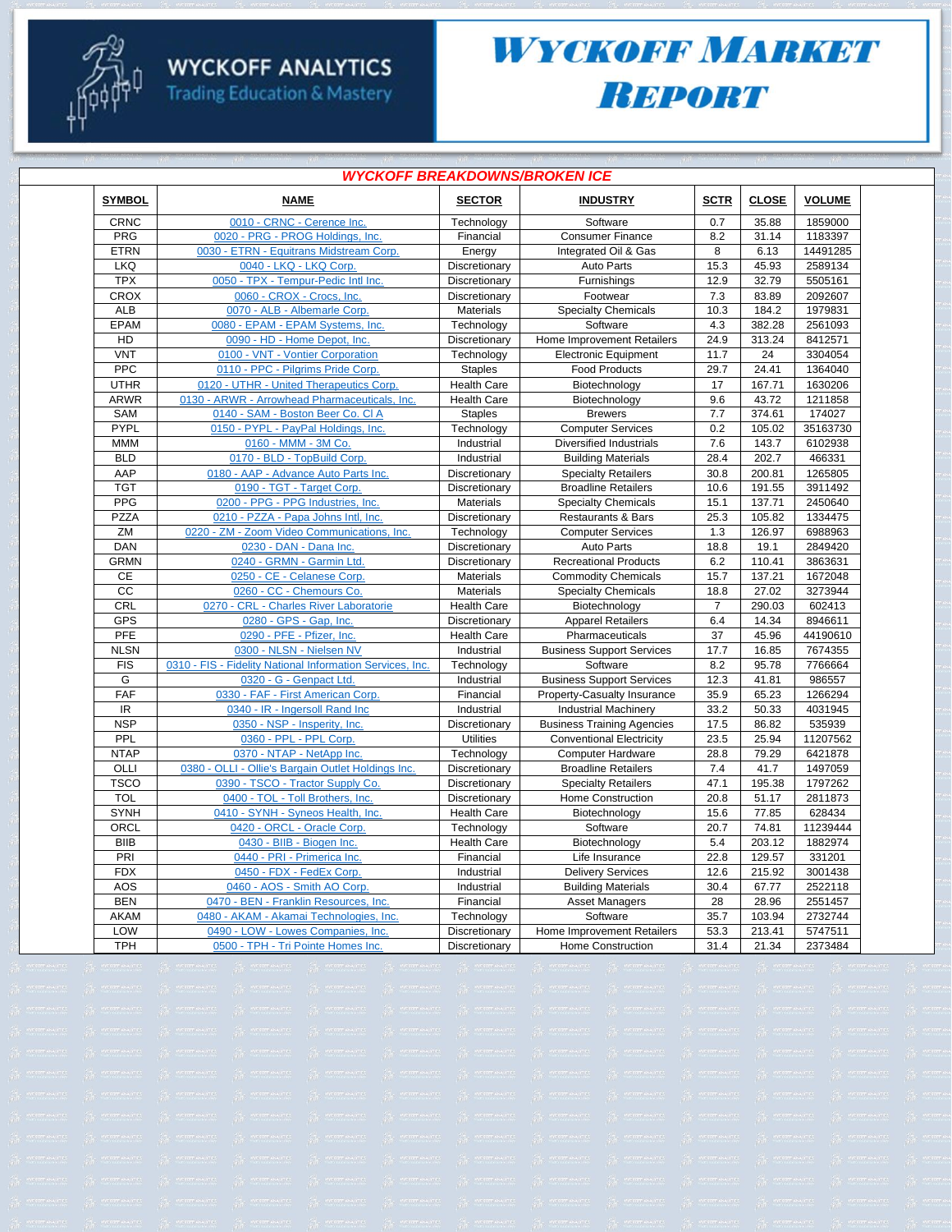WYCKOFF ANALYTICS
Trading Education & Mastery

# WYCKOFF MARKET REPORT

## WYCKOFF BREAKDOWNS/BROKEN ICE

| SYMBOL | NAME | SECTOR | INDUSTRY | SCTR | CLOSE | VOLUME |
|---|---|---|---|---|---|---|
| CRNC | 0010 - CRNC - Cerence Inc. | Technology | Software | 0.7 | 35.88 | 1859000 |
| PRG | 0020 - PRG - PROG Holdings, Inc. | Financial | Consumer Finance | 8.2 | 31.14 | 1183397 |
| ETRN | 0030 - ETRN - Equitrans Midstream Corp. | Energy | Integrated Oil & Gas | 8 | 6.13 | 14491285 |
| LKQ | 0040 - LKQ - LKQ Corp. | Discretionary | Auto Parts | 15.3 | 45.93 | 2589134 |
| TPX | 0050 - TPX - Tempur-Pedic Intl Inc. | Discretionary | Furnishings | 12.9 | 32.79 | 5505161 |
| CROX | 0060 - CROX - Crocs, Inc. | Discretionary | Footwear | 7.3 | 83.89 | 2092607 |
| ALB | 0070 - ALB - Albemarle Corp. | Materials | Specialty Chemicals | 10.3 | 184.2 | 1979831 |
| EPAM | 0080 - EPAM - EPAM Systems, Inc. | Technology | Software | 4.3 | 382.28 | 2561093 |
| HD | 0090 - HD - Home Depot, Inc. | Discretionary | Home Improvement Retailers | 24.9 | 313.24 | 8412571 |
| VNT | 0100 - VNT - Vontier Corporation | Technology | Electronic Equipment | 11.7 | 24 | 3304054 |
| PPC | 0110 - PPC - Pilgrims Pride Corp. | Staples | Food Products | 29.7 | 24.41 | 1364040 |
| UTHR | 0120 - UTHR - United Therapeutics Corp. | Health Care | Biotechnology | 17 | 167.71 | 1630206 |
| ARWR | 0130 - ARWR - Arrowhead Pharmaceuticals, Inc. | Health Care | Biotechnology | 9.6 | 43.72 | 1211858 |
| SAM | 0140 - SAM - Boston Beer Co. Cl A | Staples | Brewers | 7.7 | 374.61 | 174027 |
| PYPL | 0150 - PYPL - PayPal Holdings, Inc. | Technology | Computer Services | 0.2 | 105.02 | 35163730 |
| MMM | 0160 - MMM - 3M Co. | Industrial | Diversified Industrials | 7.6 | 143.7 | 6102938 |
| BLD | 0170 - BLD - TopBuild Corp. | Industrial | Building Materials | 28.4 | 202.7 | 466331 |
| AAP | 0180 - AAP - Advance Auto Parts Inc. | Discretionary | Specialty Retailers | 30.8 | 200.81 | 1265805 |
| TGT | 0190 - TGT - Target Corp. | Discretionary | Broadline Retailers | 10.6 | 191.55 | 3911492 |
| PPG | 0200 - PPG - PPG Industries, Inc. | Materials | Specialty Chemicals | 15.1 | 137.71 | 2450640 |
| PZZA | 0210 - PZZA - Papa Johns Intl, Inc. | Discretionary | Restaurants & Bars | 25.3 | 105.82 | 1334475 |
| ZM | 0220 - ZM - Zoom Video Communications, Inc. | Technology | Computer Services | 1.3 | 126.97 | 6988963 |
| DAN | 0230 - DAN - Dana Inc. | Discretionary | Auto Parts | 18.8 | 19.1 | 2849420 |
| GRMN | 0240 - GRMN - Garmin Ltd. | Discretionary | Recreational Products | 6.2 | 110.41 | 3863631 |
| CE | 0250 - CE - Celanese Corp. | Materials | Commodity Chemicals | 15.7 | 137.21 | 1672048 |
| CC | 0260 - CC - Chemours Co. | Materials | Specialty Chemicals | 18.8 | 27.02 | 3273944 |
| CRL | 0270 - CRL - Charles River Laboratorie | Health Care | Biotechnology | 7 | 290.03 | 602413 |
| GPS | 0280 - GPS - Gap, Inc. | Discretionary | Apparel Retailers | 6.4 | 14.34 | 8946611 |
| PFE | 0290 - PFE - Pfizer, Inc. | Health Care | Pharmaceuticals | 37 | 45.96 | 44190610 |
| NLSN | 0300 - NLSN - Nielsen NV | Industrial | Business Support Services | 17.7 | 16.85 | 7674355 |
| FIS | 0310 - FIS - Fidelity National Information Services, Inc. | Technology | Software | 8.2 | 95.78 | 7766664 |
| G | 0320 - G - Genpact Ltd. | Industrial | Business Support Services | 12.3 | 41.81 | 986557 |
| FAF | 0330 - FAF - First American Corp. | Financial | Property-Casualty Insurance | 35.9 | 65.23 | 1266294 |
| IR | 0340 - IR - Ingersoll Rand Inc | Industrial | Industrial Machinery | 33.2 | 50.33 | 4031945 |
| NSP | 0350 - NSP - Insperity, Inc. | Discretionary | Business Training Agencies | 17.5 | 86.82 | 535939 |
| PPL | 0360 - PPL - PPL Corp. | Utilities | Conventional Electricity | 23.5 | 25.94 | 11207562 |
| NTAP | 0370 - NTAP - NetApp Inc. | Technology | Computer Hardware | 28.8 | 79.29 | 6421878 |
| OLLI | 0380 - OLLI - Ollie's Bargain Outlet Holdings Inc. | Discretionary | Broadline Retailers | 7.4 | 41.7 | 1497059 |
| TSCO | 0390 - TSCO - Tractor Supply Co. | Discretionary | Specialty Retailers | 47.1 | 195.38 | 1797262 |
| TOL | 0400 - TOL - Toll Brothers, Inc. | Discretionary | Home Construction | 20.8 | 51.17 | 2811873 |
| SYNH | 0410 - SYNH - Syneos Health, Inc. | Health Care | Biotechnology | 15.6 | 77.85 | 628434 |
| ORCL | 0420 - ORCL - Oracle Corp. | Technology | Software | 20.7 | 74.81 | 11239444 |
| BIIB | 0430 - BIIB - Biogen Inc. | Health Care | Biotechnology | 5.4 | 203.12 | 1882974 |
| PRI | 0440 - PRI - Primerica Inc. | Financial | Life Insurance | 22.8 | 129.57 | 331201 |
| FDX | 0450 - FDX - FedEx Corp. | Industrial | Delivery Services | 12.6 | 215.92 | 3001438 |
| AOS | 0460 - AOS - Smith AO Corp. | Industrial | Building Materials | 30.4 | 67.77 | 2522118 |
| BEN | 0470 - BEN - Franklin Resources, Inc. | Financial | Asset Managers | 28 | 28.96 | 2551457 |
| AKAM | 0480 - AKAM - Akamai Technologies, Inc. | Technology | Software | 35.7 | 103.94 | 2732744 |
| LOW | 0490 - LOW - Lowes Companies, Inc. | Discretionary | Home Improvement Retailers | 53.3 | 213.41 | 5747511 |
| TPH | 0500 - TPH - Tri Pointe Homes Inc. | Discretionary | Home Construction | 31.4 | 21.34 | 2373484 |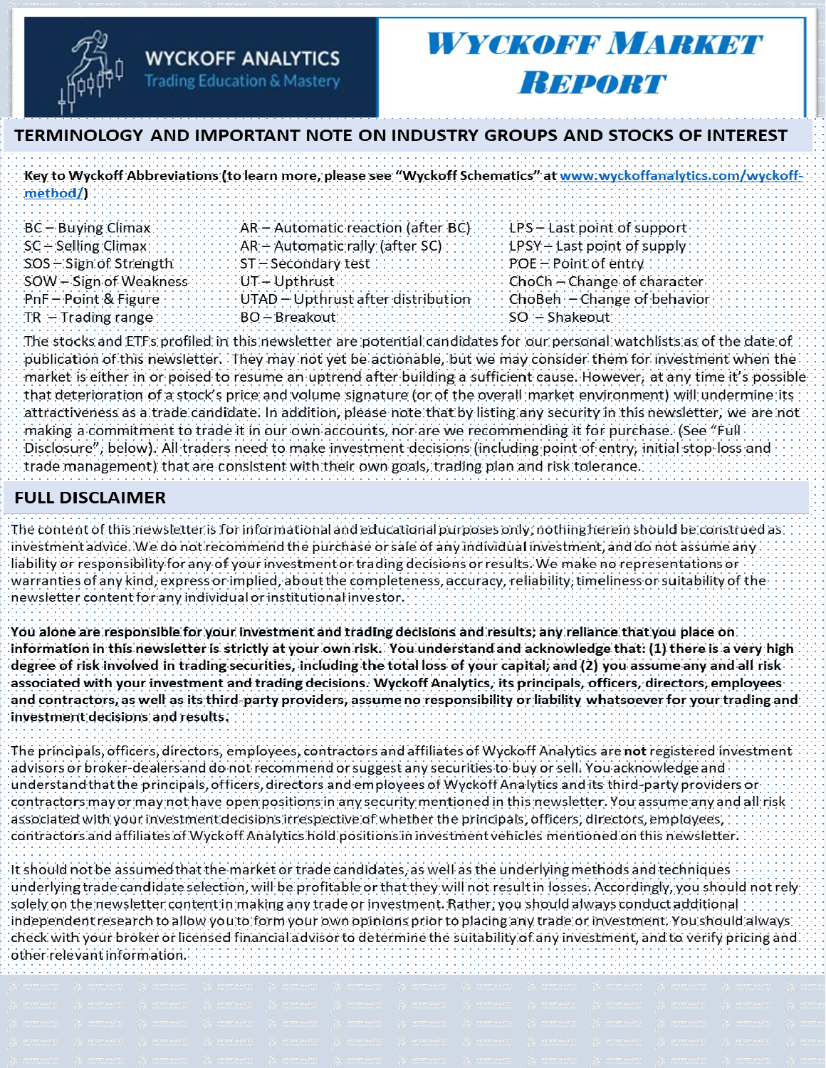**WYCKOFF ANALYTICS**
Trading Education & Mastery

# WYCKOFF MARKET REPORT

## TERMINOLOGY AND IMPORTANT NOTE ON INDUSTRY GROUPS AND STOCKS OF INTEREST

**Key to Wyckoff Abbreviations (to learn more, please see "Wyckoff Schematics" at [www.wyckoffanalytics.com/wyckoff-method/](www.wyckoffanalytics.com/wyckoff-method/))**

| | | |
|---|---|---|
| BC – Buying Climax | AR – Automatic reaction (after BC) | LPS – Last point of support |
| SC – Selling Climax | AR – Automatic rally (after SC) | LPSY – Last point of supply |
| SOS – Sign of Strength | ST – Secondary test | POE – Point of entry |
| SOW – Sign of Weakness | UT – Upthrust | ChoCh – Change of character |
| PnF – Point & Figure | UTAD – Upthrust after distribution | ChoBeh – Change of behavior |
| TR – Trading range | BO – Breakout | SO – Shakeout |

The stocks and ETFs profiled in this newsletter are potential candidates for our personal watchlists as of the date of publication of this newsletter. They may not yet be actionable, but we may consider them for investment when the market is either in or poised to resume an uptrend after building a sufficient cause. However, at any time it's possible that deterioration of a stock's price and volume signature (or of the overall market environment) will undermine its attractiveness as a trade candidate. In addition, please note that by listing any security in this newsletter, we are not making a commitment to trade it in our own accounts, nor are we recommending it for purchase. (See "Full Disclosure", below). All traders need to make investment decisions (including point of entry, initial stop-loss and trade management) that are consistent with their own goals, trading plan and risk tolerance.

## FULL DISCLAIMER

The content of this newsletter is for informational and educational purposes only; nothing herein should be construed as investment advice. We do not recommend the purchase or sale of any individual investment, and do not assume any liability or responsibility for any of your investment or trading decisions or results. We make no representations or warranties of any kind, express or implied, about the completeness, accuracy, reliability, timeliness or suitability of the newsletter content for any individual or institutional investor.

**You alone are responsible for your investment and trading decisions and results; any reliance that you place on information in this newsletter is strictly at your own risk. You understand and acknowledge that: (1) there is a very high degree of risk involved in trading securities, including the total loss of your capital; and (2) you assume any and all risk associated with your investment and trading decisions. Wyckoff Analytics, its principals, officers, directors, employees and contractors, as well as its third-party providers, assume no responsibility or liability whatsoever for your trading and investment decisions and results.**

The principals, officers, directors, employees, contractors and affiliates of Wyckoff Analytics are **not** registered investment advisors or broker-dealers and do not recommend or suggest any securities to buy or sell. You acknowledge and understand that the principals, officers, directors and employees of Wyckoff Analytics and its third-party providers or contractors may or may not have open positions in any security mentioned in this newsletter. You assume any and all risk associated with your investment decisions irrespective of whether the principals, officers, directors, employees, contractors and affiliates of Wyckoff Analytics hold positions in investment vehicles mentioned on this newsletter.

It should not be assumed that the market or trade candidates, as well as the underlying methods and techniques underlying trade candidate selection, will be profitable or that they will not result in losses. Accordingly, you should not rely solely on the newsletter content in making any trade or investment. Rather, you should always conduct additional independent research to allow you to form your own opinions prior to placing any trade or investment. You should always check with your broker or licensed financial advisor to determine the suitability of any investment, and to verify pricing and other relevant information.